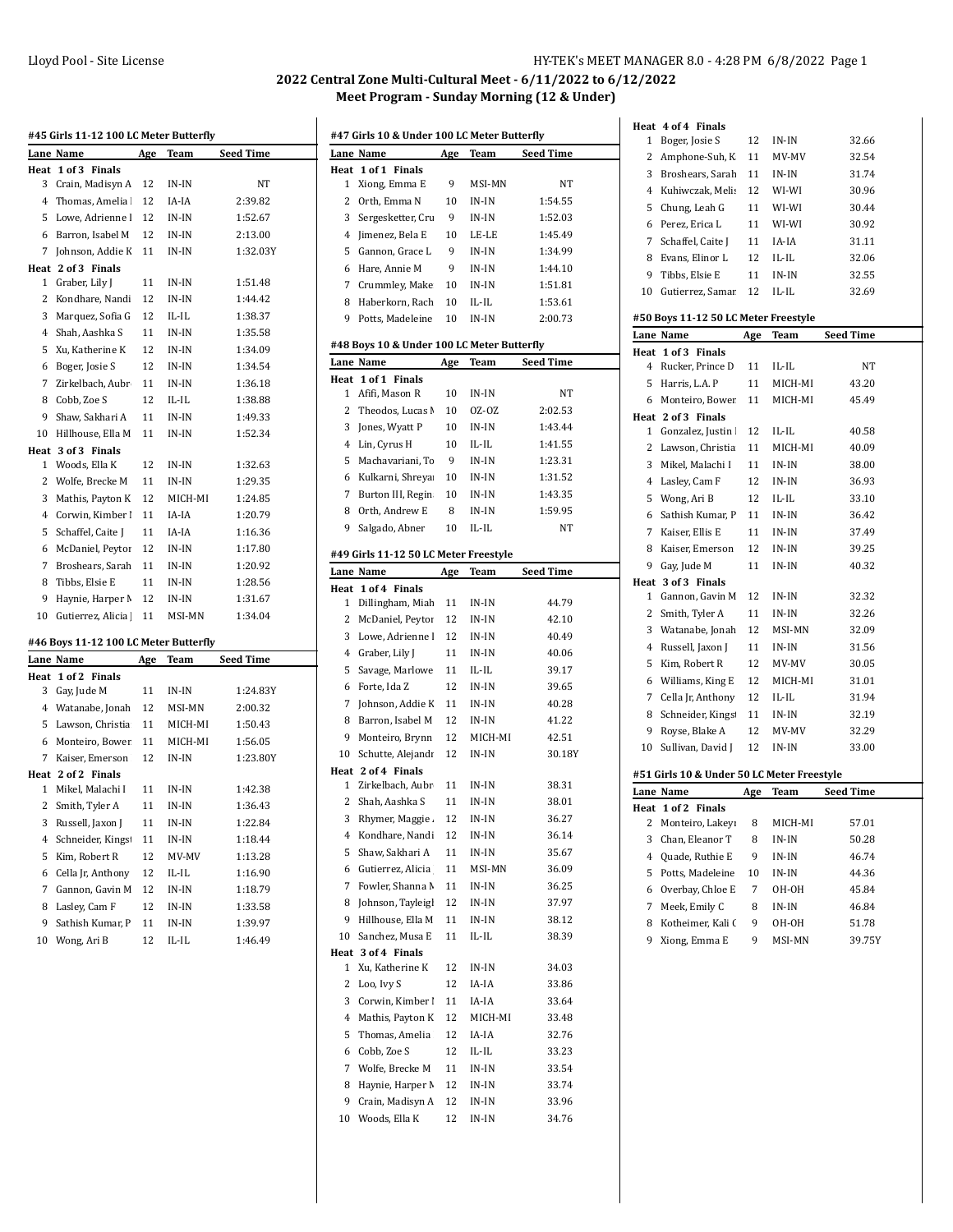## 2022 Central Zone Multi-Cultural Meet - 6/11/2022 to 6/12/2022

### Meet Program - Sunday Morning (12 & Under)

#### #45 Girls 11-12 100 LC Meter Butterfly

| Lane | Name | Age | Team | Seed Time |
|---|---|---|---|---|
| **Heat 1 of 3 Finals** | | | | |
| 3 | Crain, Madisyn A | 12 | IN-IN | NT |
| 4 | Thomas, Amelia I | 12 | IA-IA | 2:39.82 |
| 5 | Lowe, Adrienne I | 12 | IN-IN | 1:52.67 |
| 6 | Barron, Isabel M | 12 | IN-IN | 2:13.00 |
| 7 | Johnson, Addie K | 11 | IN-IN | 1:32.03Y |
| **Heat 2 of 3 Finals** | | | | |
| 1 | Graber, Lily J | 11 | IN-IN | 1:51.48 |
| 2 | Kondhare, Nandi | 12 | IN-IN | 1:44.42 |
| 3 | Marquez, Sofia G | 12 | IL-IL | 1:38.37 |
| 4 | Shah, Aashka S | 11 | IN-IN | 1:35.58 |
| 5 | Xu, Katherine K | 12 | IN-IN | 1:34.09 |
| 6 | Boger, Josie S | 12 | IN-IN | 1:34.54 |
| 7 | Zirkelbach, Aubr | 11 | IN-IN | 1:36.18 |
| 8 | Cobb, Zoe S | 12 | IL-IL | 1:38.88 |
| 9 | Shaw, Sakhari A | 11 | IN-IN | 1:49.33 |
| 10 | Hillhouse, Ella M | 11 | IN-IN | 1:52.34 |
| **Heat 3 of 3 Finals** | | | | |
| 1 | Woods, Ella K | 12 | IN-IN | 1:32.63 |
| 2 | Wolfe, Brecke M | 11 | IN-IN | 1:29.35 |
| 3 | Mathis, Payton K | 12 | MICH-MI | 1:24.85 |
| 4 | Corwin, Kimber I | 11 | IA-IA | 1:20.79 |
| 5 | Schaffel, Caite J | 11 | IA-IA | 1:16.36 |
| 6 | McDaniel, Peytor | 12 | IN-IN | 1:17.80 |
| 7 | Broshears, Sarah | 11 | IN-IN | 1:20.92 |
| 8 | Tibbs, Elsie E | 11 | IN-IN | 1:28.56 |
| 9 | Haynie, Harper M | 12 | IN-IN | 1:31.67 |
| 10 | Gutierrez, Alicia J | 11 | MSI-MN | 1:34.04 |

#### #46 Boys 11-12 100 LC Meter Butterfly

| Lane | Name | Age | Team | Seed Time |
|---|---|---|---|---|
| **Heat 1 of 2 Finals** | | | | |
| 3 | Gay, Jude M | 11 | IN-IN | 1:24.83Y |
| 4 | Watanabe, Jonah | 12 | MSI-MN | 2:00.32 |
| 5 | Lawson, Christia | 11 | MICH-MI | 1:50.43 |
| 6 | Monteiro, Bower | 11 | MICH-MI | 1:56.05 |
| 7 | Kaiser, Emerson | 12 | IN-IN | 1:23.80Y |
| **Heat 2 of 2 Finals** | | | | |
| 1 | Mikel, Malachi I | 11 | IN-IN | 1:42.38 |
| 2 | Smith, Tyler A | 11 | IN-IN | 1:36.43 |
| 3 | Russell, Jaxon J | 11 | IN-IN | 1:22.84 |
| 4 | Schneider, Kingst | 11 | IN-IN | 1:18.44 |
| 5 | Kim, Robert R | 12 | MV-MV | 1:13.28 |
| 6 | Cella Jr, Anthony | 12 | IL-IL | 1:16.90 |
| 7 | Gannon, Gavin M | 12 | IN-IN | 1:18.79 |
| 8 | Lasley, Cam F | 12 | IN-IN | 1:33.58 |
| 9 | Sathish Kumar, P | 11 | IN-IN | 1:39.97 |
| 10 | Wong, Ari B | 12 | IL-IL | 1:46.49 |

#### #47 Girls 10 & Under 100 LC Meter Butterfly

| Lane | Name | Age | Team | Seed Time |
|---|---|---|---|---|
| **Heat 1 of 1 Finals** | | | | |
| 1 | Xiong, Emma E | 9 | MSI-MN | NT |
| 2 | Orth, Emma N | 10 | IN-IN | 1:54.55 |
| 3 | Sergesketter, Cru | 9 | IN-IN | 1:52.03 |
| 4 | Jimenez, Bela E | 10 | LE-LE | 1:45.49 |
| 5 | Gannon, Grace L | 9 | IN-IN | 1:34.99 |
| 6 | Hare, Annie M | 9 | IN-IN | 1:44.10 |
| 7 | Crummley, Make | 10 | IN-IN | 1:51.81 |
| 8 | Haberkorn, Rach | 10 | IL-IL | 1:53.61 |
| 9 | Potts, Madeleine | 10 | IN-IN | 2:00.73 |

#### #48 Boys 10 & Under 100 LC Meter Butterfly

| Lane | Name | Age | Team | Seed Time |
|---|---|---|---|---|
| **Heat 1 of 1 Finals** | | | | |
| 1 | Afifi, Mason R | 10 | IN-IN | NT |
| 2 | Theodos, Lucas M | 10 | OZ-OZ | 2:02.53 |
| 3 | Jones, Wyatt P | 10 | IN-IN | 1:43.44 |
| 4 | Lin, Cyrus H | 10 | IL-IL | 1:41.55 |
| 5 | Machavariani, To | 9 | IN-IN | 1:23.31 |
| 6 | Kulkarni, Shreya | 10 | IN-IN | 1:31.52 |
| 7 | Burton III, Regin | 10 | IN-IN | 1:43.35 |
| 8 | Orth, Andrew E | 8 | IN-IN | 1:59.95 |
| 9 | Salgado, Abner | 10 | IL-IL | NT |

#### #49 Girls 11-12 50 LC Meter Freestyle

| Lane | Name | Age | Team | Seed Time |
|---|---|---|---|---|
| **Heat 1 of 4 Finals** | | | | |
| 1 | Dillingham, Miah | 11 | IN-IN | 44.79 |
| 2 | McDaniel, Peytor | 12 | IN-IN | 42.10 |
| 3 | Lowe, Adrienne I | 12 | IN-IN | 40.49 |
| 4 | Graber, Lily J | 11 | IN-IN | 40.06 |
| 5 | Savage, Marlowe | 11 | IL-IL | 39.17 |
| 6 | Forte, Ida Z | 12 | IN-IN | 39.65 |
| 7 | Johnson, Addie K | 11 | IN-IN | 40.28 |
| 8 | Barron, Isabel M | 12 | IN-IN | 41.22 |
| 9 | Monteiro, Brynn | 12 | MICH-MI | 42.51 |
| 10 | Schutte, Alejandr | 12 | IN-IN | 30.18Y |
| **Heat 2 of 4 Finals** | | | | |
| 1 | Zirkelbach, Aubr | 11 | IN-IN | 38.31 |
| 2 | Shah, Aashka S | 11 | IN-IN | 38.01 |
| 3 | Rhymer, Maggie | 12 | IN-IN | 36.27 |
| 4 | Kondhare, Nandi | 12 | IN-IN | 36.14 |
| 5 | Shaw, Sakhari A | 11 | IN-IN | 35.67 |
| 6 | Gutierrez, Alicia | 11 | MSI-MN | 36.09 |
| 7 | Fowler, Shanna M | 11 | IN-IN | 36.25 |
| 8 | Johnson, Tayleigl | 12 | IN-IN | 37.97 |
| 9 | Hillhouse, Ella M | 11 | IN-IN | 38.12 |
| 10 | Sanchez, Musa E | 11 | IL-IL | 38.39 |
| **Heat 3 of 4 Finals** | | | | |
| 1 | Xu, Katherine K | 12 | IN-IN | 34.03 |
| 2 | Loo, Ivy S | 12 | IA-IA | 33.86 |
| 3 | Corwin, Kimber I | 11 | IA-IA | 33.64 |
| 4 | Mathis, Payton K | 12 | MICH-MI | 33.48 |
| 5 | Thomas, Amelia | 12 | IA-IA | 32.76 |
| 6 | Cobb, Zoe S | 12 | IL-IL | 33.23 |
| 7 | Wolfe, Brecke M | 11 | IN-IN | 33.54 |
| 8 | Haynie, Harper M | 12 | IN-IN | 33.74 |
| 9 | Crain, Madisyn A | 12 | IN-IN | 33.96 |
| 10 | Woods, Ella K | 12 | IN-IN | 34.76 |
| **Heat 4 of 4 Finals** | | | | |
| 1 | Boger, Josie S | 12 | IN-IN | 32.66 |
| 2 | Amphone-Suh, K | 11 | MV-MV | 32.54 |
| 3 | Broshears, Sarah | 11 | IN-IN | 31.74 |
| 4 | Kuhiwczak, Melis | 12 | WI-WI | 30.96 |
| 5 | Chung, Leah G | 11 | WI-WI | 30.44 |
| 6 | Perez, Erica L | 11 | WI-WI | 30.92 |
| 7 | Schaffel, Caite J | 11 | IA-IA | 31.11 |
| 8 | Evans, Elinor L | 12 | IL-IL | 32.06 |
| 9 | Tibbs, Elsie E | 11 | IN-IN | 32.55 |
| 10 | Gutierrez, Samar | 12 | IL-IL | 32.69 |

#### #50 Boys 11-12 50 LC Meter Freestyle

| Lane | Name | Age | Team | Seed Time |
|---|---|---|---|---|
| **Heat 1 of 3 Finals** | | | | |
| 4 | Rucker, Prince D | 11 | IL-IL | NT |
| 5 | Harris, L.A. P | 11 | MICH-MI | 43.20 |
| 6 | Monteiro, Bower | 11 | MICH-MI | 45.49 |
| **Heat 2 of 3 Finals** | | | | |
| 1 | Gonzalez, Justin I | 12 | IL-IL | 40.58 |
| 2 | Lawson, Christia | 11 | MICH-MI | 40.09 |
| 3 | Mikel, Malachi I | 11 | IN-IN | 38.00 |
| 4 | Lasley, Cam F | 12 | IN-IN | 36.93 |
| 5 | Wong, Ari B | 12 | IL-IL | 33.10 |
| 6 | Sathish Kumar, P | 11 | IN-IN | 36.42 |
| 7 | Kaiser, Ellis E | 11 | IN-IN | 37.49 |
| 8 | Kaiser, Emerson | 12 | IN-IN | 39.25 |
| 9 | Gay, Jude M | 11 | IN-IN | 40.32 |
| **Heat 3 of 3 Finals** | | | | |
| 1 | Gannon, Gavin M | 12 | IN-IN | 32.32 |
| 2 | Smith, Tyler A | 11 | IN-IN | 32.26 |
| 3 | Watanabe, Jonah | 12 | MSI-MN | 32.09 |
| 4 | Russell, Jaxon J | 11 | IN-IN | 31.56 |
| 5 | Kim, Robert R | 12 | MV-MV | 30.05 |
| 6 | Williams, King E | 12 | MICH-MI | 31.01 |
| 7 | Cella Jr, Anthony | 12 | IL-IL | 31.94 |
| 8 | Schneider, Kingst | 11 | IN-IN | 32.19 |
| 9 | Royse, Blake A | 12 | MV-MV | 32.29 |
| 10 | Sullivan, David J | 12 | IN-IN | 33.00 |

#### #51 Girls 10 & Under 50 LC Meter Freestyle

| Lane | Name | Age | Team | Seed Time |
|---|---|---|---|---|
| **Heat 1 of 2 Finals** | | | | |
| 2 | Monteiro, Lakeyı | 8 | MICH-MI | 57.01 |
| 3 | Chan, Eleanor T | 8 | IN-IN | 50.28 |
| 4 | Quade, Ruthie E | 9 | IN-IN | 46.74 |
| 5 | Potts, Madeleine | 10 | IN-IN | 44.36 |
| 6 | Overbay, Chloe E | 7 | OH-OH | 45.84 |
| 7 | Meek, Emily C | 8 | IN-IN | 46.84 |
| 8 | Kotheimer, Kali C | 9 | OH-OH | 51.78 |
| 9 | Xiong, Emma E | 9 | MSI-MN | 39.75Y |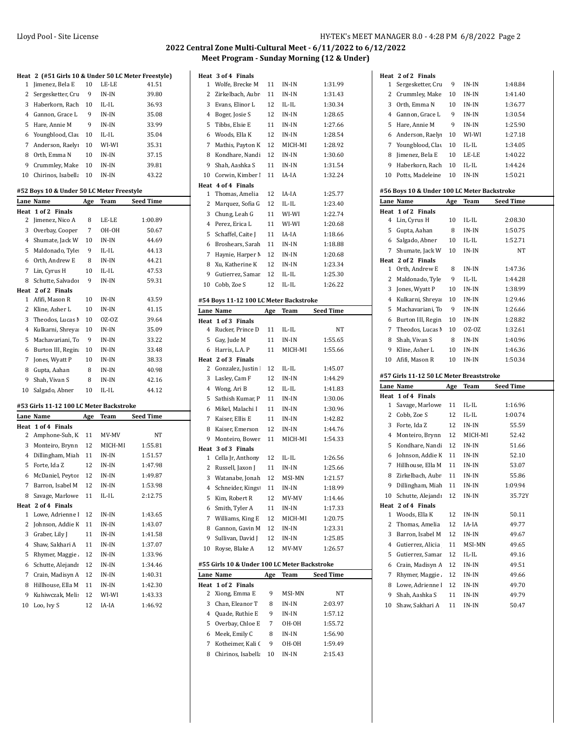## 2022 Central Zone Multi-Cultural Meet - 6/11/2022 to 6/12/2022
### Meet Program - Sunday Morning (12 & Under)

**Heat 2 (#51 Girls 10 & Under 50 LC Meter Freestyle)**

| Lane | Name | Age | Team | Seed Time |
|---|---|---|---|---|
| 1 | Jimenez, Bela E | 10 | LE-LE | 41.51 |
| 2 | Sergesketter, Cru | 9 | IN-IN | 39.80 |
| 3 | Haberkorn, Rach | 10 | IL-IL | 36.93 |
| 4 | Gannon, Grace L | 9 | IN-IN | 35.08 |
| 5 | Hare, Annie M | 9 | IN-IN | 33.99 |
| 6 | Youngblood, Clau | 10 | IL-IL | 35.04 |
| 7 | Anderson, Raelyı | 10 | WI-WI | 35.31 |
| 8 | Orth, Emma N | 10 | IN-IN | 37.15 |
| 9 | Crummley, Make | 10 | IN-IN | 39.81 |
| 10 | Chirinos, Isabella | 10 | IN-IN | 43.22 |

#### #52 Boys 10 & Under 50 LC Meter Freestyle

| Lane | Name | Age | Team | Seed Time |
|---|---|---|---|---|
| **Heat 1 of 2 Finals** | | | | |
| 2 | Jimenez, Nico A | 8 | LE-LE | 1:00.89 |
| 3 | Overbay, Cooper | 7 | OH-OH | 50.67 |
| 4 | Shumate, Jack W | 10 | IN-IN | 44.69 |
| 5 | Maldonado, Tyler | 9 | IL-IL | 44.13 |
| 6 | Orth, Andrew E | 8 | IN-IN | 44.21 |
| 7 | Lin, Cyrus H | 10 | IL-IL | 47.53 |
| 8 | Schutte, Salvador | 9 | IN-IN | 59.31 |
| **Heat 2 of 2 Finals** | | | | |
| 1 | Afifi, Mason R | 10 | IN-IN | 43.59 |
| 2 | Kline, Asher L | 10 | IN-IN | 41.15 |
| 3 | Theodos, Lucas M | 10 | OZ-OZ | 39.64 |
| 4 | Kulkarni, Shreyaı | 10 | IN-IN | 35.09 |
| 5 | Machavariani, To | 9 | IN-IN | 33.22 |
| 6 | Burton III, Regina | 10 | IN-IN | 33.48 |
| 7 | Jones, Wyatt P | 10 | IN-IN | 38.33 |
| 8 | Gupta, Aahan | 8 | IN-IN | 40.98 |
| 9 | Shah, Vivan S | 8 | IN-IN | 42.16 |
| 10 | Salgado, Abner | 10 | IL-IL | 44.12 |

#### #53 Girls 11-12 100 LC Meter Backstroke

| Lane | Name | Age | Team | Seed Time |
|---|---|---|---|---|
| **Heat 1 of 4 Finals** | | | | |
| 2 | Amphone-Suh, K | 11 | MV-MV | NT |
| 3 | Monteiro, Brynn | 12 | MICH-MI | 1:55.81 |
| 4 | Dillingham, Miah | 11 | IN-IN | 1:51.57 |
| 5 | Forte, Ida Z | 12 | IN-IN | 1:47.98 |
| 6 | McDaniel, Peytor | 12 | IN-IN | 1:49.87 |
| 7 | Barron, Isabel M | 12 | IN-IN | 1:53.98 |
| 8 | Savage, Marlowe | 11 | IL-IL | 2:12.75 |
| **Heat 2 of 4 Finals** | | | | |
| 1 | Lowe, Adrienne I | 12 | IN-IN | 1:43.65 |
| 2 | Johnson, Addie K | 11 | IN-IN | 1:43.07 |
| 3 | Graber, Lily J | 11 | IN-IN | 1:41.58 |
| 4 | Shaw, Sakhari A | 11 | IN-IN | 1:37.07 |
| 5 | Rhymer, Maggie | 12 | IN-IN | 1:33.96 |
| 6 | Schutte, Alejandr | 12 | IN-IN | 1:34.46 |
| 7 | Crain, Madisyn A | 12 | IN-IN | 1:40.31 |
| 8 | Hillhouse, Ella M | 11 | IN-IN | 1:42.30 |
| 9 | Kuhiwczak, Melis | 12 | WI-WI | 1:43.33 |
| 10 | Loo, Ivy S | 12 | IA-IA | 1:46.92 |
| **Heat 3 of 4 Finals** | | | | |
| 1 | Wolfe, Brecke M | 11 | IN-IN | 1:31.99 |
| 2 | Zirkelbach, Aubr | 11 | IN-IN | 1:31.43 |
| 3 | Evans, Elinor L | 12 | IL-IL | 1:30.34 |
| 4 | Boger, Josie S | 12 | IN-IN | 1:28.65 |
| 5 | Tibbs, Elsie E | 11 | IN-IN | 1:27.66 |
| 6 | Woods, Ella K | 12 | IN-IN | 1:28.54 |
| 7 | Mathis, Payton K | 12 | MICH-MI | 1:28.92 |
| 8 | Kondhare, Nandi | 12 | IN-IN | 1:30.60 |
| 9 | Shah, Aashka S | 11 | IN-IN | 1:31.54 |
| 10 | Corwin, Kimber I | 11 | IA-IA | 1:32.24 |
| **Heat 4 of 4 Finals** | | | | |
| 1 | Thomas, Amelia | 12 | IA-IA | 1:25.77 |
| 2 | Marquez, Sofia G | 12 | IL-IL | 1:23.40 |
| 3 | Chung, Leah G | 11 | WI-WI | 1:22.74 |
| 4 | Perez, Erica L | 11 | WI-WI | 1:20.68 |
| 5 | Schaffel, Caite J | 11 | IA-IA | 1:18.66 |
| 6 | Broshears, Sarah | 11 | IN-IN | 1:18.88 |
| 7 | Haynie, Harper M | 12 | IN-IN | 1:20.68 |
| 8 | Xu, Katherine K | 12 | IN-IN | 1:23.34 |
| 9 | Gutierrez, Samar | 12 | IL-IL | 1:25.30 |
| 10 | Cobb, Zoe S | 12 | IL-IL | 1:26.22 |

#### #54 Boys 11-12 100 LC Meter Backstroke

| Lane | Name | Age | Team | Seed Time |
|---|---|---|---|---|
| **Heat 1 of 3 Finals** | | | | |
| 4 | Rucker, Prince D | 11 | IL-IL | NT |
| 5 | Gay, Jude M | 11 | IN-IN | 1:55.65 |
| 6 | Harris, L.A. P | 11 | MICH-MI | 1:55.66 |
| **Heat 2 of 3 Finals** | | | | |
| 2 | Gonzalez, Justin | 12 | IL-IL | 1:45.07 |
| 3 | Lasley, Cam F | 12 | IN-IN | 1:44.29 |
| 4 | Wong, Ari B | 12 | IL-IL | 1:41.83 |
| 5 | Sathish Kumar, P | 11 | IN-IN | 1:30.06 |
| 6 | Mikel, Malachi I | 11 | IN-IN | 1:30.96 |
| 7 | Kaiser, Ellis E | 11 | IN-IN | 1:42.82 |
| 8 | Kaiser, Emerson | 12 | IN-IN | 1:44.76 |
| 9 | Monteiro, Bower | 11 | MICH-MI | 1:54.33 |
| **Heat 3 of 3 Finals** | | | | |
| 1 | Cella Jr, Anthony | 12 | IL-IL | 1:26.56 |
| 2 | Russell, Jaxon J | 11 | IN-IN | 1:25.66 |
| 3 | Watanabe, Jonah | 12 | MSI-MN | 1:21.57 |
| 4 | Schneider, Kingst | 11 | IN-IN | 1:18.99 |
| 5 | Kim, Robert R | 12 | MV-MV | 1:14.46 |
| 6 | Smith, Tyler A | 11 | IN-IN | 1:17.33 |
| 7 | Williams, King E | 12 | MICH-MI | 1:20.75 |
| 8 | Gannon, Gavin M | 12 | IN-IN | 1:23.31 |
| 9 | Sullivan, David J | 12 | IN-IN | 1:25.85 |
| 10 | Royse, Blake A | 12 | MV-MV | 1:26.57 |

#### #55 Girls 10 & Under 100 LC Meter Backstroke

| Lane | Name | Age | Team | Seed Time |
|---|---|---|---|---|
| **Heat 1 of 2 Finals** | | | | |
| 2 | Xiong, Emma E | 9 | MSI-MN | NT |
| 3 | Chan, Eleanor T | 8 | IN-IN | 2:03.97 |
| 4 | Quade, Ruthie E | 9 | IN-IN | 1:57.12 |
| 5 | Overbay, Chloe E | 7 | OH-OH | 1:55.72 |
| 6 | Meek, Emily C | 8 | IN-IN | 1:56.90 |
| 7 | Kotheimer, Kali C | 9 | OH-OH | 1:59.49 |
| 8 | Chirinos, Isabella | 10 | IN-IN | 2:15.43 |
| **Heat 2 of 2 Finals** | | | | |
| 1 | Sergesketter, Cru | 9 | IN-IN | 1:48.84 |
| 2 | Crummley, Make | 10 | IN-IN | 1:41.40 |
| 3 | Orth, Emma N | 10 | IN-IN | 1:36.77 |
| 4 | Gannon, Grace L | 9 | IN-IN | 1:30.54 |
| 5 | Hare, Annie M | 9 | IN-IN | 1:25.90 |
| 6 | Anderson, Raelyı | 10 | WI-WI | 1:27.18 |
| 7 | Youngblood, Clau | 10 | IL-IL | 1:34.05 |
| 8 | Jimenez, Bela E | 10 | LE-LE | 1:40.22 |
| 9 | Haberkorn, Rach | 10 | IL-IL | 1:44.24 |
| 10 | Potts, Madeleine | 10 | IN-IN | 1:50.21 |

#### #56 Boys 10 & Under 100 LC Meter Backstroke

| Lane | Name | Age | Team | Seed Time |
|---|---|---|---|---|
| **Heat 1 of 2 Finals** | | | | |
| 4 | Lin, Cyrus H | 10 | IL-IL | 2:08.30 |
| 5 | Gupta, Aahan | 8 | IN-IN | 1:50.75 |
| 6 | Salgado, Abner | 10 | IL-IL | 1:52.71 |
| 7 | Shumate, Jack W | 10 | IN-IN | NT |
| **Heat 2 of 2 Finals** | | | | |
| 1 | Orth, Andrew E | 8 | IN-IN | 1:47.36 |
| 2 | Maldonado, Tyle | 9 | IL-IL | 1:44.28 |
| 3 | Jones, Wyatt P | 10 | IN-IN | 1:38.99 |
| 4 | Kulkarni, Shreyaı | 10 | IN-IN | 1:29.46 |
| 5 | Machavariani, To | 9 | IN-IN | 1:26.66 |
| 6 | Burton III, Regin | 10 | IN-IN | 1:28.82 |
| 7 | Theodos, Lucas M | 10 | OZ-OZ | 1:32.61 |
| 8 | Shah, Vivan S | 8 | IN-IN | 1:40.96 |
| 9 | Kline, Asher L | 10 | IN-IN | 1:46.36 |
| 10 | Afifi, Mason R | 10 | IN-IN | 1:50.34 |

#### #57 Girls 11-12 50 LC Meter Breaststroke

| Lane | Name | Age | Team | Seed Time |
|---|---|---|---|---|
| **Heat 1 of 4 Finals** | | | | |
| 1 | Savage, Marlowe | 11 | IL-IL | 1:16.96 |
| 2 | Cobb, Zoe S | 12 | IL-IL | 1:00.74 |
| 3 | Forte, Ida Z | 12 | IN-IN | 55.59 |
| 4 | Monteiro, Brynn | 12 | MICH-MI | 52.42 |
| 5 | Kondhare, Nandi | 12 | IN-IN | 51.66 |
| 6 | Johnson, Addie K | 11 | IN-IN | 52.10 |
| 7 | Hillhouse, Ella M | 11 | IN-IN | 53.07 |
| 8 | Zirkelbach, Aubr | 11 | IN-IN | 55.86 |
| 9 | Dillingham, Miah | 11 | IN-IN | 1:09.94 |
| 10 | Schutte, Alejandı | 12 | IN-IN | 35.72Y |
| **Heat 2 of 4 Finals** | | | | |
| 1 | Woods, Ella K | 12 | IN-IN | 50.11 |
| 2 | Thomas, Amelia | 12 | IA-IA | 49.77 |
| 3 | Barron, Isabel M | 12 | IN-IN | 49.67 |
| 4 | Gutierrez, Alicia | 11 | MSI-MN | 49.65 |
| 5 | Gutierrez, Samar | 12 | IL-IL | 49.16 |
| 6 | Crain, Madisyn A | 12 | IN-IN | 49.51 |
| 7 | Rhymer, Maggie | 12 | IN-IN | 49.66 |
| 8 | Lowe, Adrienne I | 12 | IN-IN | 49.70 |
| 9 | Shah, Aashka S | 11 | IN-IN | 49.79 |
| 10 | Shaw, Sakhari A | 11 | IN-IN | 50.47 |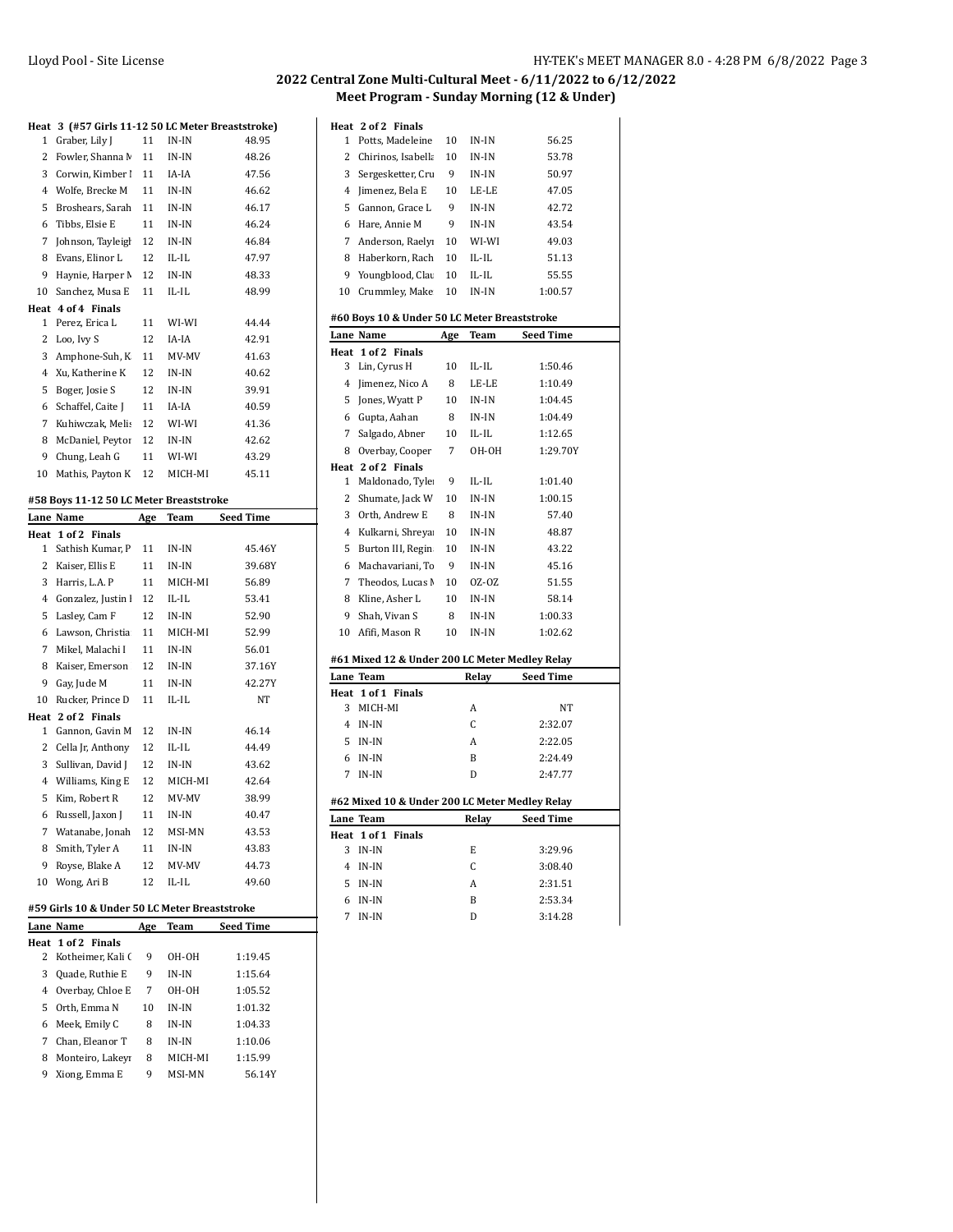## 2022 Central Zone Multi-Cultural Meet - 6/11/2022 to 6/12/2022

### Meet Program - Sunday Morning (12 & Under)

**Heat 3 (#57 Girls 11-12 50 LC Meter Breaststroke)**

| Lane | Name | Age | Team | Seed Time |
|---|---|---|---|---|
| 1 | Graber, Lily J | 11 | IN-IN | 48.95 |
| 2 | Fowler, Shanna M | 11 | IN-IN | 48.26 |
| 3 | Corwin, Kimber l | 11 | IA-IA | 47.56 |
| 4 | Wolfe, Brecke M | 11 | IN-IN | 46.62 |
| 5 | Broshears, Sarah | 11 | IN-IN | 46.17 |
| 6 | Tibbs, Elsie E | 11 | IN-IN | 46.24 |
| 7 | Johnson, Tayleigh | 12 | IN-IN | 46.84 |
| 8 | Evans, Elinor L | 12 | IL-IL | 47.97 |
| 9 | Haynie, Harper M | 12 | IN-IN | 48.33 |
| 10 | Sanchez, Musa E | 11 | IL-IL | 48.99 |
| **Heat 4 of 4 Finals** | | | | |
| 1 | Perez, Erica L | 11 | WI-WI | 44.44 |
| 2 | Loo, Ivy S | 12 | IA-IA | 42.91 |
| 3 | Amphone-Suh, K | 11 | MV-MV | 41.63 |
| 4 | Xu, Katherine K | 12 | IN-IN | 40.62 |
| 5 | Boger, Josie S | 12 | IN-IN | 39.91 |
| 6 | Schaffel, Caite J | 11 | IA-IA | 40.59 |
| 7 | Kuhiwczak, Melis | 12 | WI-WI | 41.36 |
| 8 | McDaniel, Peytor | 12 | IN-IN | 42.62 |
| 9 | Chung, Leah G | 11 | WI-WI | 43.29 |
| 10 | Mathis, Payton K | 12 | MICH-MI | 45.11 |

**#58 Boys 11-12 50 LC Meter Breaststroke**

| Lane | Name | Age | Team | Seed Time |
|---|---|---|---|---|
| **Heat 1 of 2 Finals** | | | | |
| 1 | Sathish Kumar, P | 11 | IN-IN | 45.46Y |
| 2 | Kaiser, Ellis E | 11 | IN-IN | 39.68Y |
| 3 | Harris, L.A. P | 11 | MICH-MI | 56.89 |
| 4 | Gonzalez, Justin I | 12 | IL-IL | 53.41 |
| 5 | Lasley, Cam F | 12 | IN-IN | 52.90 |
| 6 | Lawson, Christia | 11 | MICH-MI | 52.99 |
| 7 | Mikel, Malachi I | 11 | IN-IN | 56.01 |
| 8 | Kaiser, Emerson | 12 | IN-IN | 37.16Y |
| 9 | Gay, Jude M | 11 | IN-IN | 42.27Y |
| 10 | Rucker, Prince D | 11 | IL-IL | NT |
| **Heat 2 of 2 Finals** | | | | |
| 1 | Gannon, Gavin M | 12 | IN-IN | 46.14 |
| 2 | Cella Jr, Anthony | 12 | IL-IL | 44.49 |
| 3 | Sullivan, David J | 12 | IN-IN | 43.62 |
| 4 | Williams, King E | 12 | MICH-MI | 42.64 |
| 5 | Kim, Robert R | 12 | MV-MV | 38.99 |
| 6 | Russell, Jaxon J | 11 | IN-IN | 40.47 |
| 7 | Watanabe, Jonah | 12 | MSI-MN | 43.53 |
| 8 | Smith, Tyler A | 11 | IN-IN | 43.83 |
| 9 | Royse, Blake A | 12 | MV-MV | 44.73 |
| 10 | Wong, Ari B | 12 | IL-IL | 49.60 |

**#59 Girls 10 & Under 50 LC Meter Breaststroke**

| Lane | Name | Age | Team | Seed Time |
|---|---|---|---|---|
| **Heat 1 of 2 Finals** | | | | |
| 2 | Kotheimer, Kali C | 9 | OH-OH | 1:19.45 |
| 3 | Quade, Ruthie E | 9 | IN-IN | 1:15.64 |
| 4 | Overbay, Chloe E | 7 | OH-OH | 1:05.52 |
| 5 | Orth, Emma N | 10 | IN-IN | 1:01.32 |
| 6 | Meek, Emily C | 8 | IN-IN | 1:04.33 |
| 7 | Chan, Eleanor T | 8 | IN-IN | 1:10.06 |
| 8 | Monteiro, Lakeyr | 8 | MICH-MI | 1:15.99 |
| 9 | Xiong, Emma E | 9 | MSI-MN | 56.14Y |
| **Heat 2 of 2 Finals** | | | | |
| 1 | Potts, Madeleine | 10 | IN-IN | 56.25 |
| 2 | Chirinos, Isabella | 10 | IN-IN | 53.78 |
| 3 | Sergesketter, Cru | 9 | IN-IN | 50.97 |
| 4 | Jimenez, Bela E | 10 | LE-LE | 47.05 |
| 5 | Gannon, Grace L | 9 | IN-IN | 42.72 |
| 6 | Hare, Annie M | 9 | IN-IN | 43.54 |
| 7 | Anderson, Raelyr | 10 | WI-WI | 49.03 |
| 8 | Haberkorn, Rach | 10 | IL-IL | 51.13 |
| 9 | Youngblood, Clau | 10 | IL-IL | 55.55 |
| 10 | Crummley, Make | 10 | IN-IN | 1:00.57 |

**#60 Boys 10 & Under 50 LC Meter Breaststroke**

| Lane | Name | Age | Team | Seed Time |
|---|---|---|---|---|
| **Heat 1 of 2 Finals** | | | | |
| 3 | Lin, Cyrus H | 10 | IL-IL | 1:50.46 |
| 4 | Jimenez, Nico A | 8 | LE-LE | 1:10.49 |
| 5 | Jones, Wyatt P | 10 | IN-IN | 1:04.45 |
| 6 | Gupta, Aahan | 8 | IN-IN | 1:04.49 |
| 7 | Salgado, Abner | 10 | IL-IL | 1:12.65 |
| 8 | Overbay, Cooper | 7 | OH-OH | 1:29.70Y |
| **Heat 2 of 2 Finals** | | | | |
| 1 | Maldonado, Tyler | 9 | IL-IL | 1:01.40 |
| 2 | Shumate, Jack W | 10 | IN-IN | 1:00.15 |
| 3 | Orth, Andrew E | 8 | IN-IN | 57.40 |
| 4 | Kulkarni, Shreyai | 10 | IN-IN | 48.87 |
| 5 | Burton III, Regin | 10 | IN-IN | 43.22 |
| 6 | Machavariani, To | 9 | IN-IN | 45.16 |
| 7 | Theodos, Lucas M | 10 | OZ-OZ | 51.55 |
| 8 | Kline, Asher L | 10 | IN-IN | 58.14 |
| 9 | Shah, Vivan S | 8 | IN-IN | 1:00.33 |
| 10 | Afifi, Mason R | 10 | IN-IN | 1:02.62 |

**#61 Mixed 12 & Under 200 LC Meter Medley Relay**

| Lane | Team | Relay | Seed Time |
|---|---|---|---|
| **Heat 1 of 1 Finals** | | | |
| 3 | MICH-MI | A | NT |
| 4 | IN-IN | C | 2:32.07 |
| 5 | IN-IN | A | 2:22.05 |
| 6 | IN-IN | B | 2:24.49 |
| 7 | IN-IN | D | 2:47.77 |

**#62 Mixed 10 & Under 200 LC Meter Medley Relay**

| Lane | Team | Relay | Seed Time |
|---|---|---|---|
| **Heat 1 of 1 Finals** | | | |
| 3 | IN-IN | E | 3:29.96 |
| 4 | IN-IN | C | 3:08.40 |
| 5 | IN-IN | A | 2:31.51 |
| 6 | IN-IN | B | 2:53.34 |
| 7 | IN-IN | D | 3:14.28 |